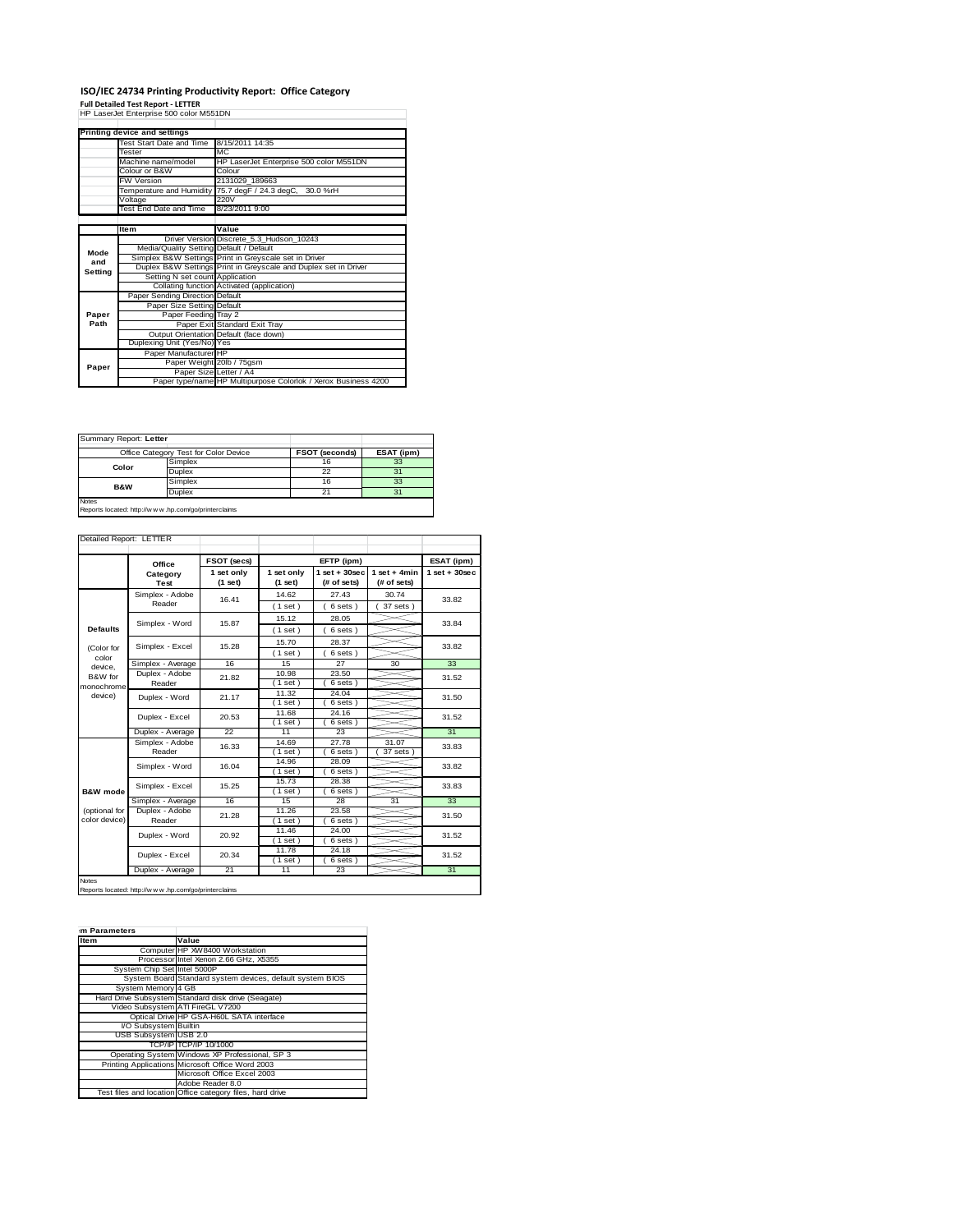# ISO/IEC 24734 Printing Productivity Report: Office Category

**Full Detailed Test Report - LETTER**

HP LaserJet Enterprise 500 color M551DN

| Printing device and settings | |
|---|---|
| Test Start Date and Time | 8/15/2011 14:35 |
| Tester | MC |
| Machine name/model | HP LaserJet Enterprise 500 color M551DN |
| Colour or B&W | Colour |
| FW Version | 2131029_189663 |
| Temperature and Humidity | 75.7 degF / 24.3 degC, 30.0 %rH |
| Voltage | 220V |
| Test End Date and Time | 8/23/2011 9:00 |

| | Item | Value |
|---|---|---|
| Mode and Setting | Driver Version | Discrete_5.3_Hudson_10243 |
| | Media/Quality Setting | Default / Default |
| | Simplex B&W Settings | Print in Greyscale set in Driver |
| | Duplex B&W Settings | Print in Greyscale and Duplex set in Driver |
| | Setting N set count | Application |
| | Collating function | Activated (application) |
| Paper Path | Paper Sending Direction | Default |
| | Paper Size Setting | Default |
| | Paper Feeding | Tray 2 |
| | Paper Exit | Standard Exit Tray |
| | Output Orientation | Default (face down) |
| | Duplexing Unit (Yes/No) | Yes |
| Paper | Paper Manufacturer | HP |
| | Paper Weight | 20lb / 75gsm |
| | Paper Size | Letter / A4 |
| | Paper type/name | HP Multipurpose Colorlok / Xerox Business 4200 |

Summary Report: **Letter**

| Office Category Test for Color Device | | FSOT (seconds) | ESAT (ipm) |
|---|---|---|---|
| Color | Simplex | 16 | 33 |
| | Duplex | 22 | 31 |
| B&W | Simplex | 16 | 33 |
| | Duplex | 21 | 31 |

Notes
Reports located: http://www.hp.com/go/printerclaims

Detailed Report: LETTER

| | Office Category Test | FSOT (secs) 1 set only (1 set) | EFTP (ipm) 1 set only (1 set) | EFTP (ipm) 1 set + 30sec (# of sets) | EFTP (ipm) 1 set + 4min (# of sets) | ESAT (ipm) 1 set + 30sec |
|---|---|---|---|---|---|---|
| Defaults (Color for color device, B&W for monochrome device) | Simplex - Adobe Reader | 16.41 | 14.62 (1 set) | 27.43 (6 sets) | 30.74 (37 sets) | 33.82 |
| | Simplex - Word | 15.87 | 15.12 (1 set) | 28.05 (6 sets) | | 33.84 |
| | Simplex - Excel | 15.28 | 15.70 (1 set) | 28.37 (6 sets) | | 33.82 |
| | Simplex - Average | 16 | 15 | 27 | 30 | 33 |
| | Duplex - Adobe Reader | 21.82 | 10.98 (1 set) | 23.50 (6 sets) | | 31.52 |
| | Duplex - Word | 21.17 | 11.32 (1 set) | 24.04 (6 sets) | | 31.50 |
| | Duplex - Excel | 20.53 | 11.68 (1 set) | 24.16 (6 sets) | | 31.52 |
| | Duplex - Average | 22 | 11 | 23 | | 31 |
| B&W mode (optional for color device) | Simplex - Adobe Reader | 16.33 | 14.69 (1 set) | 27.78 (6 sets) | 31.07 (37 sets) | 33.83 |
| | Simplex - Word | 16.04 | 14.96 (1 set) | 28.09 (6 sets) | | 33.82 |
| | Simplex - Excel | 15.25 | 15.73 (1 set) | 28.38 (6 sets) | | 33.83 |
| | Simplex - Average | 16 | 15 | 28 | 31 | 33 |
| | Duplex - Adobe Reader | 21.28 | 11.26 (1 set) | 23.58 (6 sets) | | 31.50 |
| | Duplex - Word | 20.92 | 11.46 (1 set) | 24.00 (6 sets) | | 31.52 |
| | Duplex - Excel | 20.34 | 11.78 (1 set) | 24.18 (6 sets) | | 31.52 |
| | Duplex - Average | 21 | 11 | 23 | | 31 |

Notes
Reports located: http://www.hp.com/go/printerclaims

| m Parameters | |
|---|---|
| **Item** | **Value** |
| Computer | HP XW8400 Workstation |
| Processor | Intel Xenon 2.66 GHz, X5355 |
| System Chip Set | Intel 5000P |
| System Board | Standard system devices, default system BIOS |
| System Memory | 4 GB |
| Hard Drive Subsystem | Standard disk drive (Seagate) |
| Video Subsystem | ATI FireGL V7200 |
| Optical Drive | HP GSA-H60L SATA interface |
| I/O Subsystem | Builtin |
| USB Subsystem | USB 2.0 |
| TCP/IP | TCP/IP 10/1000 |
| Operating System | Windows XP Professional, SP 3 |
| Printing Applications | Microsoft Office Word 2003 |
| | Microsoft Office Excel 2003 |
| | Adobe Reader 8.0 |
| Test files and location | Office category files, hard drive |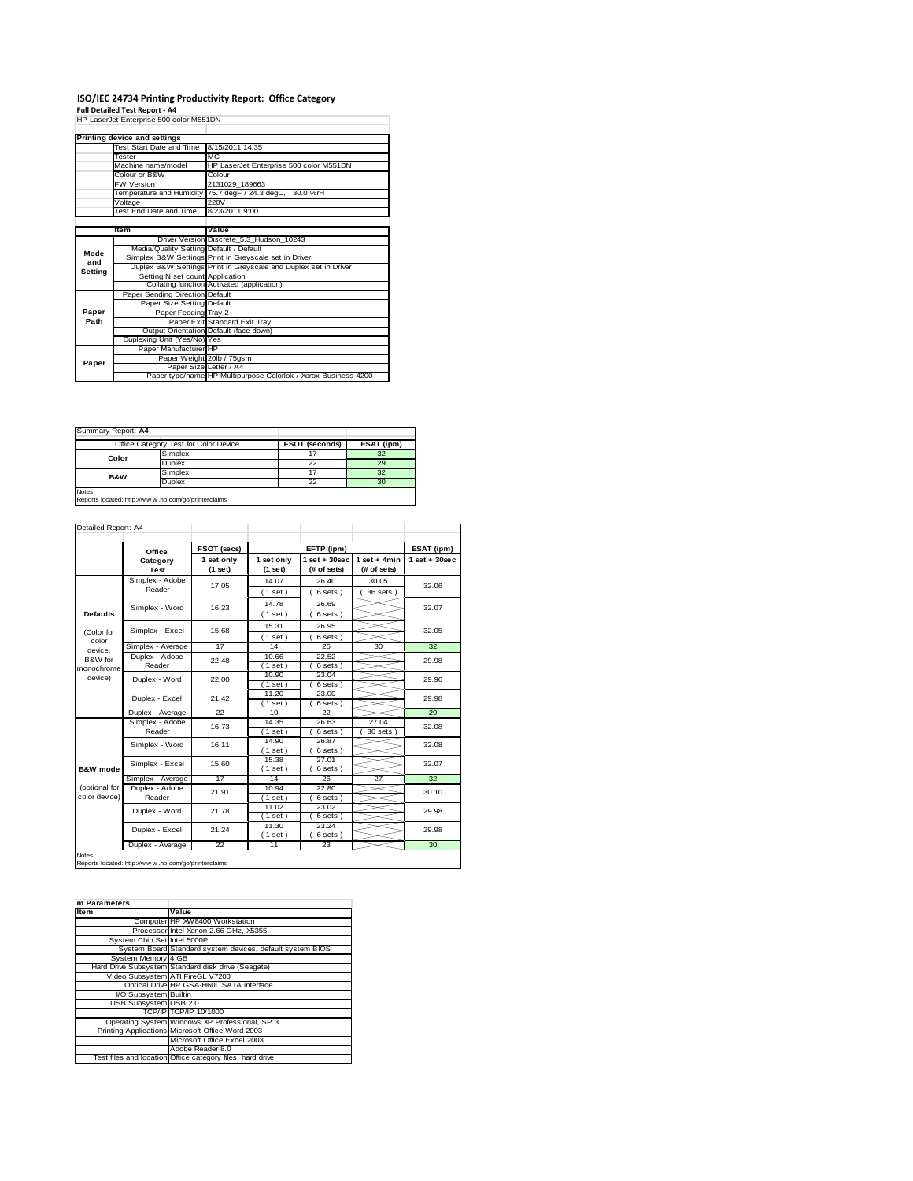# ISO/IEC 24734 Printing Productivity Report: Office Category

**Full Detailed Test Report - A4**

HP LaserJet Enterprise 500 color M551DN

| Printing device and settings | |
|---|---|
| Test Start Date and Time | 8/15/2011 14:35 |
| Tester | MC |
| Machine name/model | HP LaserJet Enterprise 500 color M551DN |
| Colour or B&W | Colour |
| FW Version | 2131029_189663 |
| Temperature and Humidity | 75.7 degF / 24.3 degC, 30.0 %rH |
| Voltage | 220V |
| Test End Date and Time | 8/23/2011 9:00 |

| | Item | Value |
|---|---|---|
| | Driver Version | Discrete_5.3_Hudson_10243 |
| Mode and Setting | Media/Quality Setting | Default / Default |
| | Simplex B&W Settings | Print in Greyscale set in Driver |
| | Duplex B&W Settings | Print in Greyscale and Duplex set in Driver |
| | Setting N set count | Application |
| | Collating function | Activated (application) |
| Paper Path | Paper Sending Direction | Default |
| | Paper Size Setting | Default |
| | Paper Feeding | Tray 2 |
| | Paper Exit | Standard Exit Tray |
| | Output Orientation | Default (face down) |
| | Duplexing Unit (Yes/No) | Yes |
| Paper | Paper Manufacturer | HP |
| | Paper Weight | 20lb / 75gsm |
| | Paper Size | Letter / A4 |
| | Paper type/name | HP Multipurpose Colorlok / Xerox Business 4200 |

Summary Report: **A4**

| Office Category Test for Color Device | | FSOT (seconds) | ESAT (ipm) |
|---|---|---|---|
| Color | Simplex | 17 | 32 |
| | Duplex | 22 | 29 |
| B&W | Simplex | 17 | 32 |
| | Duplex | 22 | 30 |

Notes
Reports located: http://www.hp.com/go/printerclaims

Detailed Report: A4

| | Office Category Test | FSOT (secs) 1 set only (1 set) | EFTP (ipm) 1 set only (1 set) | EFTP (ipm) 1 set + 30sec (# of sets) | EFTP (ipm) 1 set + 4min (# of sets) | ESAT (ipm) 1 set + 30sec |
|---|---|---|---|---|---|---|
| Defaults (Color for color device, B&W for monochrome device) | Simplex - Adobe Reader | 17.05 | 14.07 (1 set) | 26.40 (6 sets) | 30.05 (36 sets) | 32.06 |
| | Simplex - Word | 16.23 | 14.78 (1 set) | 26.69 (6 sets) | | 32.07 |
| | Simplex - Excel | 15.68 | 15.31 (1 set) | 26.95 (6 sets) | | 32.05 |
| | Simplex - Average | 17 | 14 | 26 | 30 | 32 |
| | Duplex - Adobe Reader | 22.48 | 10.66 (1 set) | 22.52 (6 sets) | | 29.98 |
| | Duplex - Word | 22.00 | 10.90 (1 set) | 23.04 (6 sets) | | 29.96 |
| | Duplex - Excel | 21.42 | 11.20 (1 set) | 23.00 (6 sets) | | 29.98 |
| | Duplex - Average | 22 | 10 | 22 | | 29 |
| B&W mode (optional for color device) | Simplex - Adobe Reader | 16.73 | 14.35 (1 set) | 26.63 (6 sets) | 27.04 (36 sets) | 32.08 |
| | Simplex - Word | 16.11 | 14.90 (1 set) | 26.87 (6 sets) | | 32.08 |
| | Simplex - Excel | 15.60 | 15.38 (1 set) | 27.01 (6 sets) | | 32.07 |
| | Simplex - Average | 17 | 14 | 26 | 27 | 32 |
| | Duplex - Adobe Reader | 21.91 | 10.94 (1 set) | 22.80 (6 sets) | | 30.10 |
| | Duplex - Word | 21.78 | 11.02 (1 set) | 23.02 (6 sets) | | 29.98 |
| | Duplex - Excel | 21.24 | 11.30 (1 set) | 23.24 (6 sets) | | 29.98 |
| | Duplex - Average | 22 | 11 | 23 | | 30 |

Notes
Reports located: http://www.hp.com/go/printerclaims

| m Parameters | |
|---|---|
| Item | Value |
| Computer | HP XW8400 Workstation |
| Processor | Intel Xenon 2.66 GHz, X5355 |
| System Chip Set | Intel 5000P |
| System Board | Standard system devices, default system BIOS |
| System Memory | 4 GB |
| Hard Drive Subsystem | Standard disk drive (Seagate) |
| Video Subsystem | ATI FireGL V7200 |
| Optical Drive | HP GSA-H60L SATA interface |
| I/O Subsystem | Builtin |
| USB Subsystem | USB 2.0 |
| TCP/IP | TCP/IP 10/1000 |
| Operating System | Windows XP Professional, SP 3 |
| Printing Applications | Microsoft Office Word 2003 |
| | Microsoft Office Excel 2003 |
| | Adobe Reader 8.0 |
| Test files and location | Office category files, hard drive |